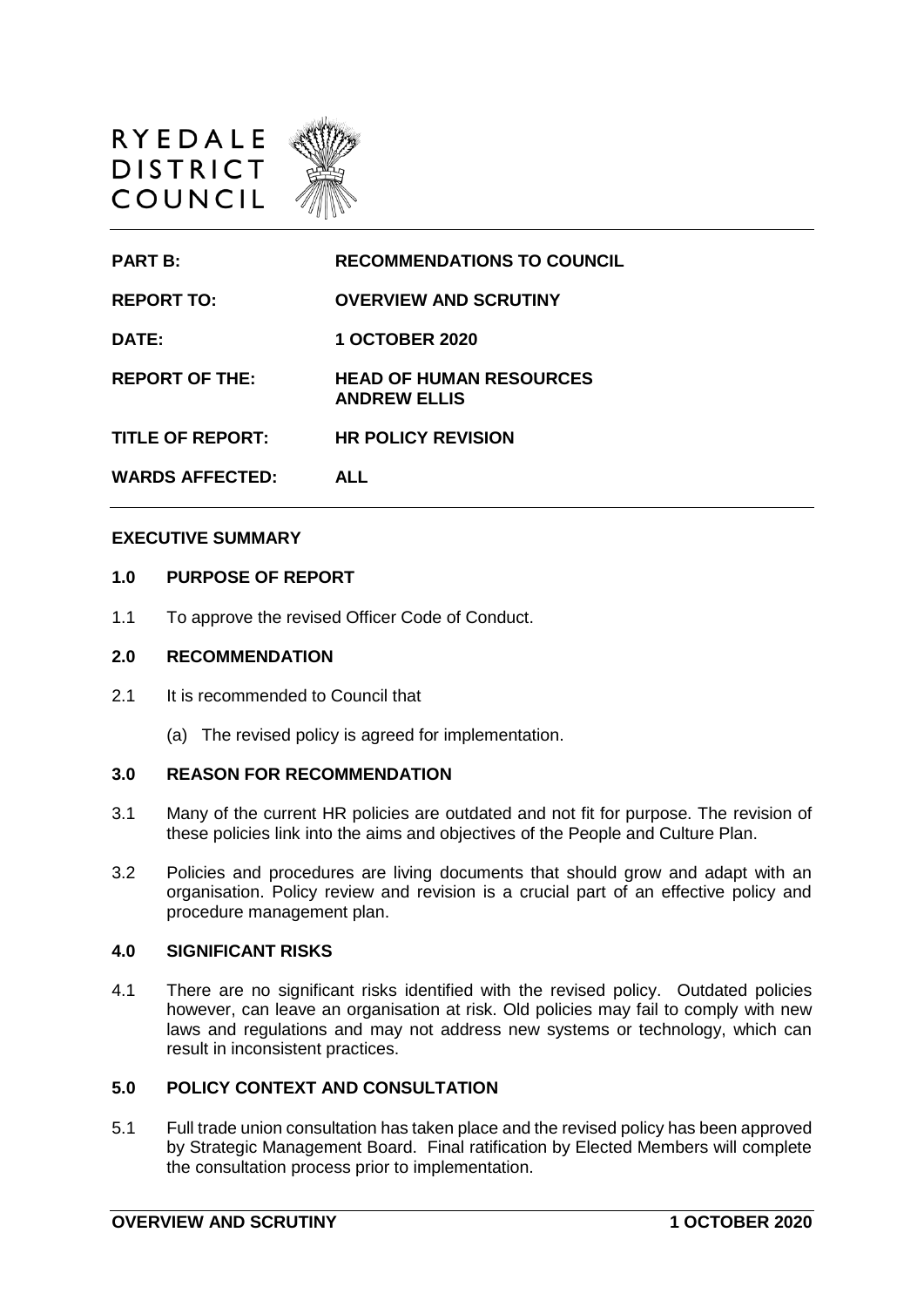RYEDALE DISTRICT COUNCIL

| | |
|---|---|
| **PART B:** | **RECOMMENDATIONS TO COUNCIL** |
| **REPORT TO:** | **OVERVIEW AND SCRUTINY** |
| **DATE:** | **1 OCTOBER 2020** |
| **REPORT OF THE:** | **HEAD OF HUMAN RESOURCES ANDREW ELLIS** |
| **TITLE OF REPORT:** | **HR POLICY REVISION** |
| **WARDS AFFECTED:** | **ALL** |

**EXECUTIVE SUMMARY**

## 1.0 PURPOSE OF REPORT

1.1 To approve the revised Officer Code of Conduct.

## 2.0 RECOMMENDATION

2.1 It is recommended to Council that

(a) The revised policy is agreed for implementation.

## 3.0 REASON FOR RECOMMENDATION

3.1 Many of the current HR policies are outdated and not fit for purpose. The revision of these policies link into the aims and objectives of the People and Culture Plan.

3.2 Policies and procedures are living documents that should grow and adapt with an organisation. Policy review and revision is a crucial part of an effective policy and procedure management plan.

## 4.0 SIGNIFICANT RISKS

4.1 There are no significant risks identified with the revised policy. Outdated policies however, can leave an organisation at risk. Old policies may fail to comply with new laws and regulations and may not address new systems or technology, which can result in inconsistent practices.

## 5.0 POLICY CONTEXT AND CONSULTATION

5.1 Full trade union consultation has taken place and the revised policy has been approved by Strategic Management Board. Final ratification by Elected Members will complete the consultation process prior to implementation.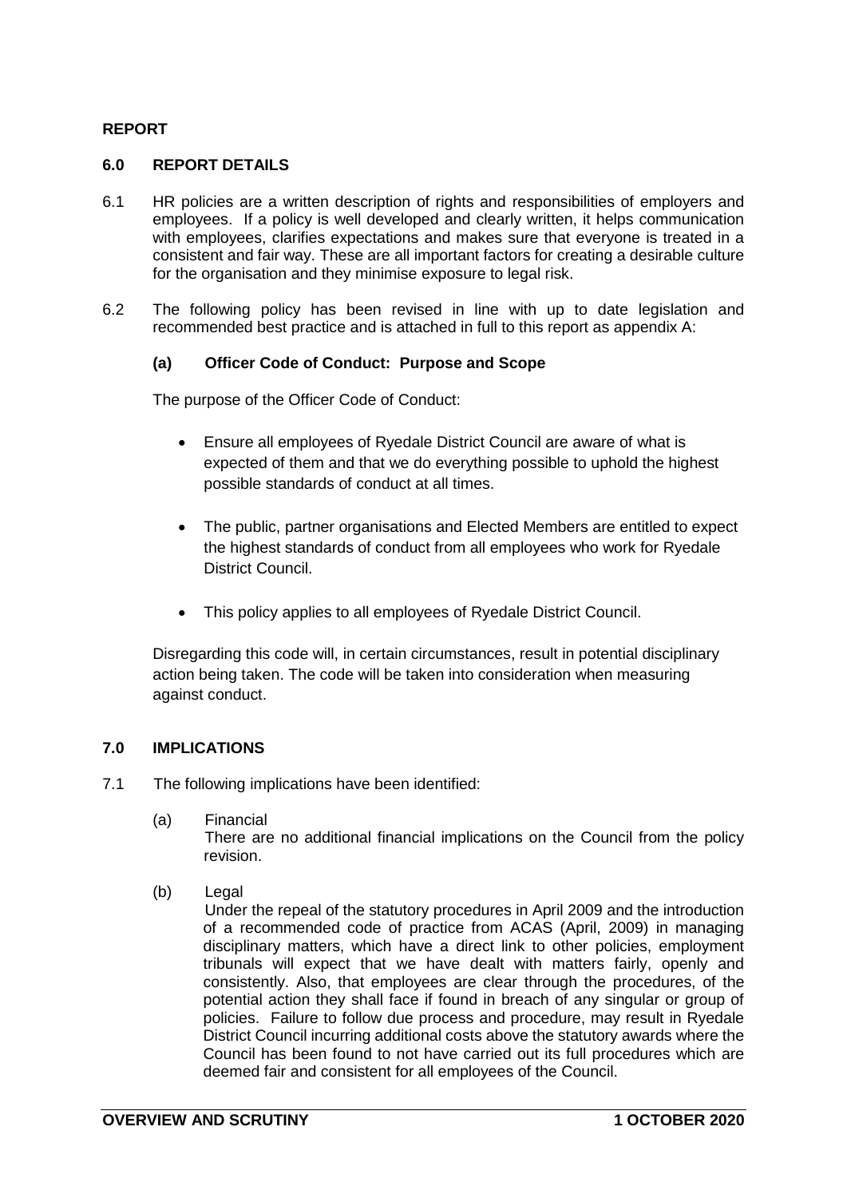**REPORT**

## 6.0 REPORT DETAILS

6.1 HR policies are a written description of rights and responsibilities of employers and employees. If a policy is well developed and clearly written, it helps communication with employees, clarifies expectations and makes sure that everyone is treated in a consistent and fair way. These are all important factors for creating a desirable culture for the organisation and they minimise exposure to legal risk.

6.2 The following policy has been revised in line with up to date legislation and recommended best practice and is attached in full to this report as appendix A:

### (a) Officer Code of Conduct: Purpose and Scope

The purpose of the Officer Code of Conduct:

- Ensure all employees of Ryedale District Council are aware of what is expected of them and that we do everything possible to uphold the highest possible standards of conduct at all times.
- The public, partner organisations and Elected Members are entitled to expect the highest standards of conduct from all employees who work for Ryedale District Council.
- This policy applies to all employees of Ryedale District Council.

Disregarding this code will, in certain circumstances, result in potential disciplinary action being taken. The code will be taken into consideration when measuring against conduct.

## 7.0 IMPLICATIONS

7.1 The following implications have been identified:

(a) Financial
There are no additional financial implications on the Council from the policy revision.

(b) Legal
Under the repeal of the statutory procedures in April 2009 and the introduction of a recommended code of practice from ACAS (April, 2009) in managing disciplinary matters, which have a direct link to other policies, employment tribunals will expect that we have dealt with matters fairly, openly and consistently. Also, that employees are clear through the procedures, of the potential action they shall face if found in breach of any singular or group of policies. Failure to follow due process and procedure, may result in Ryedale District Council incurring additional costs above the statutory awards where the Council has been found to not have carried out its full procedures which are deemed fair and consistent for all employees of the Council.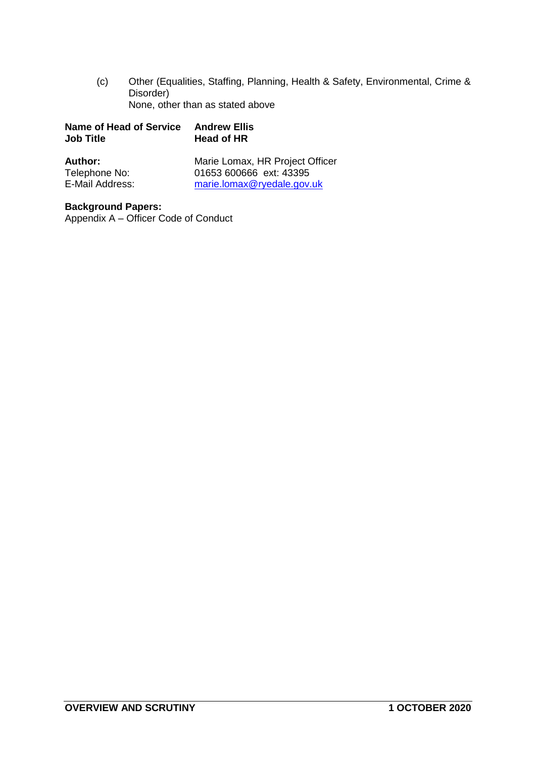(c) Other (Equalities, Staffing, Planning, Health & Safety, Environmental, Crime & Disorder)
None, other than as stated above

**Name of Head of Service** **Andrew Ellis**
**Job Title** **Head of HR**

**Author:** Marie Lomax, HR Project Officer
Telephone No: 01653 600666 ext: 43395
E-Mail Address: marie.lomax@ryedale.gov.uk

**Background Papers:**
Appendix A – Officer Code of Conduct